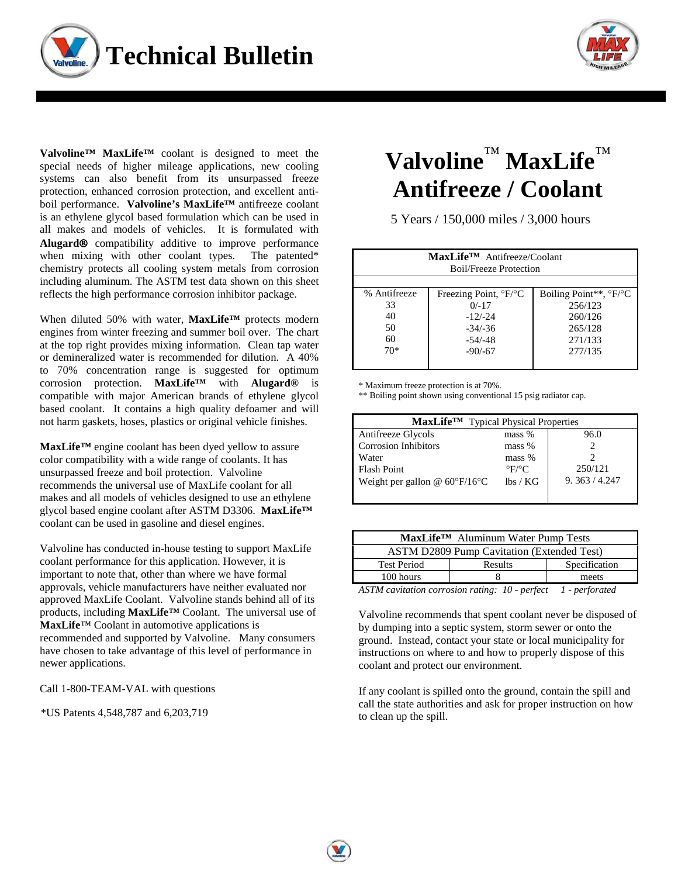# Technical Bulletin

# Valvoline™ MaxLife™ Antifreeze / Coolant

5 Years / 150,000 miles / 3,000 hours

**Valvoline™ MaxLife™** coolant is designed to meet the special needs of higher mileage applications, new cooling systems can also benefit from its unsurpassed freeze protection, enhanced corrosion protection, and excellent anti-boil performance. **Valvoline's MaxLife™** antifreeze coolant is an ethylene glycol based formulation which can be used in all makes and models of vehicles. It is formulated with **Alugard®** compatibility additive to improve performance when mixing with other coolant types. The patented* chemistry protects all cooling system metals from corrosion including aluminum. The ASTM test data shown on this sheet reflects the high performance corrosion inhibitor package.

When diluted 50% with water, **MaxLife™** protects modern engines from winter freezing and summer boil over. The chart at the top right provides mixing information. Clean tap water or demineralized water is recommended for dilution. A 40% to 70% concentration range is suggested for optimum corrosion protection. **MaxLife™** with **Alugard®** is compatible with major American brands of ethylene glycol based coolant. It contains a high quality defoamer and will not harm gaskets, hoses, plastics or original vehicle finishes.

**MaxLife™** engine coolant has been dyed yellow to assure color compatibility with a wide range of coolants. It has unsurpassed freeze and boil protection. Valvoline recommends the universal use of MaxLife coolant for all makes and all models of vehicles designed to use an ethylene glycol based engine coolant after ASTM D3306. **MaxLife™** coolant can be used in gasoline and diesel engines.

Valvoline has conducted in-house testing to support MaxLife coolant performance for this application. However, it is important to note that, other than where we have formal approvals, vehicle manufacturers have neither evaluated nor approved MaxLife Coolant. Valvoline stands behind all of its products, including **MaxLife™** Coolant. The universal use of **MaxLife**™ Coolant in automotive applications is recommended and supported by Valvoline. Many consumers have chosen to take advantage of this level of performance in newer applications.

Call 1-800-TEAM-VAL with questions

*US Patents 4,548,787 and 6,203,719

| **MaxLife™** Antifreeze/Coolant Boil/Freeze Protection | | |
|---|---|---|
| % Antifreeze | Freezing Point, °F/°C | Boiling Point**, °F/°C |
| 33 | 0/-17 | 256/123 |
| 40 | -12/-24 | 260/126 |
| 50 | -34/-36 | 265/128 |
| 60 | -54/-48 | 271/133 |
| 70* | -90/-67 | 277/135 |

\* Maximum freeze protection is at 70%.

\*\* Boiling point shown using conventional 15 psig radiator cap.

| **MaxLife™** Typical Physical Properties | | |
|---|---|---|
| Antifreeze Glycols | mass % | 96.0 |
| Corrosion Inhibitors | mass % | 2 |
| Water | mass % | 2 |
| Flash Point | °F/°C | 250/121 |
| Weight per gallon @ 60°F/16°C | lbs / KG | 9. 363 / 4.247 |

| **MaxLife™** Aluminum Water Pump Tests | | |
|---|---|---|
| ASTM D2809 Pump Cavitation (Extended Test) | | |
| Test Period | Results | Specification |
| 100 hours | 8 | meets |

*ASTM cavitation corrosion rating: 10 - perfect 1 - perforated*

Valvoline recommends that spent coolant never be disposed of by dumping into a septic system, storm sewer or onto the ground. Instead, contact your state or local municipality for instructions on where to and how to properly dispose of this coolant and protect our environment.

If any coolant is spilled onto the ground, contain the spill and call the state authorities and ask for proper instruction on how to clean up the spill.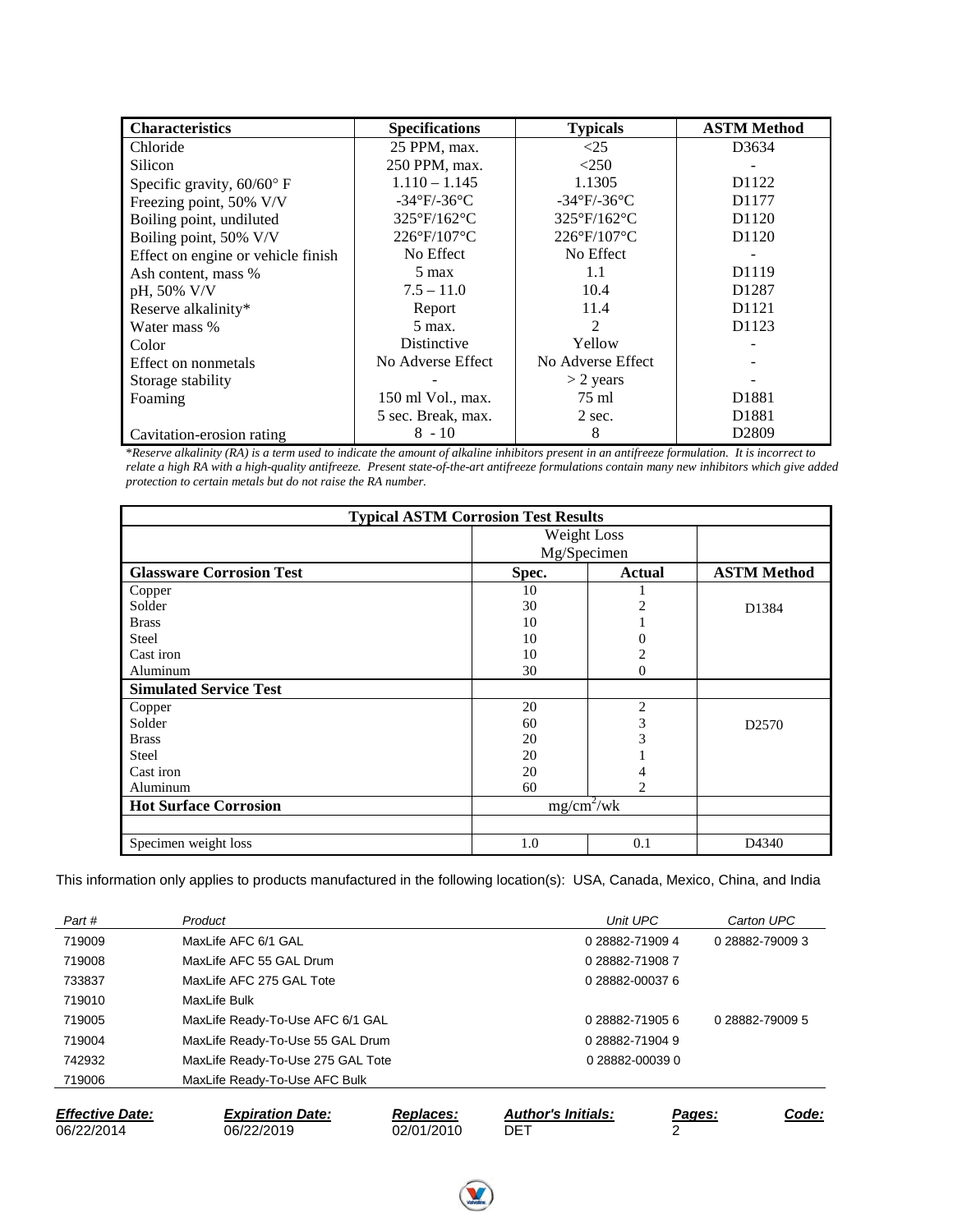| Characteristics | Specifications | Typicals | ASTM Method |
|---|---|---|---|
| Chloride | 25 PPM, max. | <25 | D3634 |
| Silicon | 250 PPM, max. | <250 | - |
| Specific gravity, 60/60° F | 1.110 – 1.145 | 1.1305 | D1122 |
| Freezing point, 50% V/V | -34°F/-36°C | -34°F/-36°C | D1177 |
| Boiling point, undiluted | 325°F/162°C | 325°F/162°C | D1120 |
| Boiling point, 50% V/V | 226°F/107°C | 226°F/107°C | D1120 |
| Effect on engine or vehicle finish | No Effect | No Effect | - |
| Ash content, mass % | 5 max | 1.1 | D1119 |
| pH, 50% V/V | 7.5 – 11.0 | 10.4 | D1287 |
| Reserve alkalinity* | Report | 11.4 | D1121 |
| Water mass % | 5 max. | 2 | D1123 |
| Color | Distinctive | Yellow | - |
| Effect on nonmetals | No Adverse Effect | No Adverse Effect | - |
| Storage stability | - | > 2 years | - |
| Foaming | 150 ml Vol., max. | 75 ml | D1881 |
| | 5 sec. Break, max. | 2 sec. | D1881 |
| Cavitation-erosion rating | 8 - 10 | 8 | D2809 |

*\*Reserve alkalinity (RA) is a term used to indicate the amount of alkaline inhibitors present in an antifreeze formulation. It is incorrect to relate a high RA with a high-quality antifreeze. Present state-of-the-art antifreeze formulations contain many new inhibitors which give added protection to certain metals but do not raise the RA number.*

| Typical ASTM Corrosion Test Results | | | |
|---|---|---|---|
| | Weight Loss Mg/Specimen | | |
| **Glassware Corrosion Test** | **Spec.** | **Actual** | **ASTM Method** |
| Copper | 10 | 1 | D1384 |
| Solder | 30 | 2 | |
| Brass | 10 | 1 | |
| Steel | 10 | 0 | |
| Cast iron | 10 | 2 | |
| Aluminum | 30 | 0 | |
| **Simulated Service Test** | | | |
| Copper | 20 | 2 | D2570 |
| Solder | 60 | 3 | |
| Brass | 20 | 3 | |
| Steel | 20 | 1 | |
| Cast iron | 20 | 4 | |
| Aluminum | 60 | 2 | |
| **Hot Surface Corrosion** | $mg/cm^2/wk$ | | |
| | | | |
| Specimen weight loss | 1.0 | 0.1 | D4340 |

This information only applies to products manufactured in the following location(s): USA, Canada, Mexico, China, and India

| *Part #* | *Product* | *Unit UPC* | *Carton UPC* |
|---|---|---|---|
| 719009 | MaxLife AFC 6/1 GAL | 0 28882-71909 4 | 0 28882-79009 3 |
| 719008 | MaxLife AFC 55 GAL Drum | 0 28882-71908 7 | |
| 733837 | MaxLife AFC 275 GAL Tote | 0 28882-00037 6 | |
| 719010 | MaxLife Bulk | | |
| 719005 | MaxLife Ready-To-Use AFC 6/1 GAL | 0 28882-71905 6 | 0 28882-79009 5 |
| 719004 | MaxLife Ready-To-Use 55 GAL Drum | 0 28882-71904 9 | |
| 742932 | MaxLife Ready-To-Use 275 GAL Tote | 0 28882-00039 0 | |
| 719006 | MaxLife Ready-To-Use AFC Bulk | | |

| ***Effective Date:*** | ***Expiration Date:*** | ***Replaces:*** | ***Author's Initials:*** | ***Pages:*** | ***Code:*** |
|---|---|---|---|---|---|
| 06/22/2014 | 06/22/2019 | 02/01/2010 | DET | 2 | |